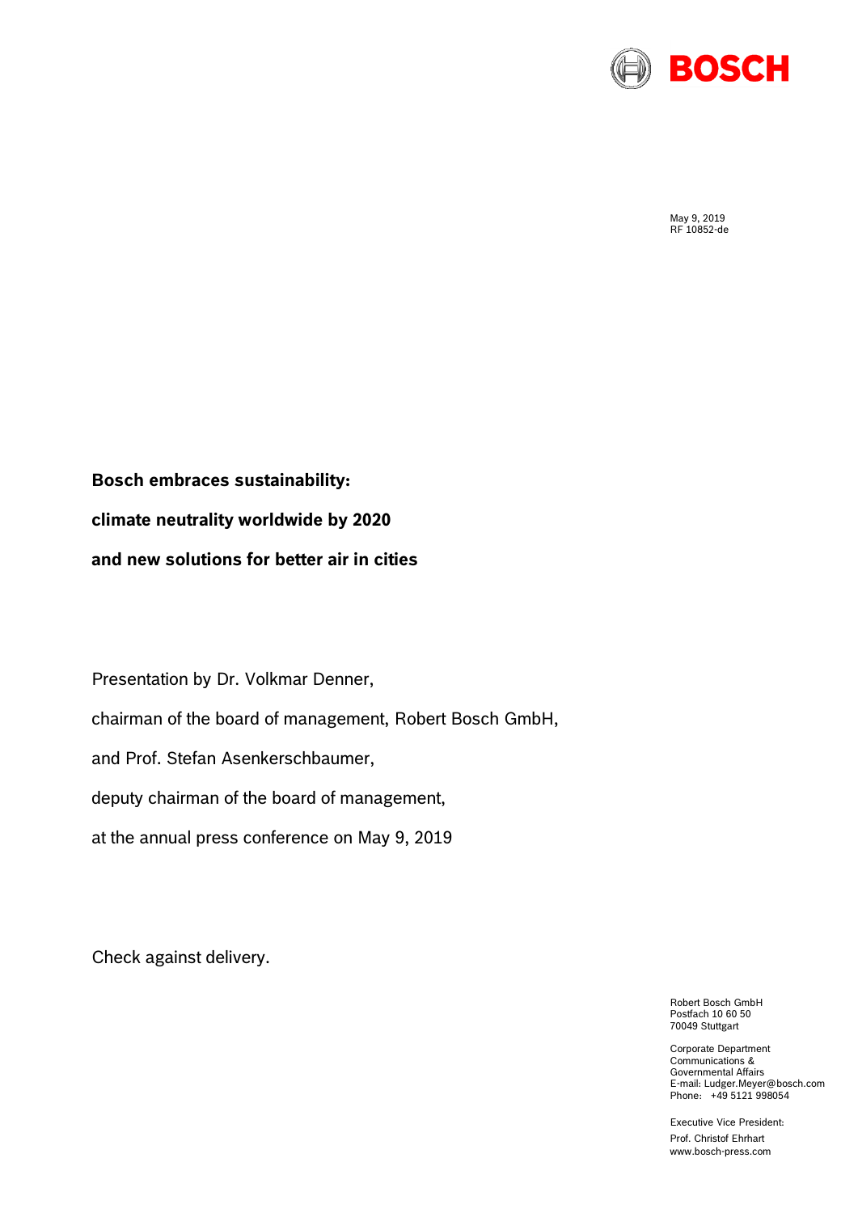May 9, 2019
RF 10852-de

# Bosch embraces sustainability: climate neutrality worldwide by 2020 and new solutions for better air in cities

Presentation by Dr. Volkmar Denner,

chairman of the board of management, Robert Bosch GmbH,

and Prof. Stefan Asenkerschbaumer,

deputy chairman of the board of management,

at the annual press conference on May 9, 2019

Check against delivery.

Robert Bosch GmbH
Postfach 10 60 50
70049 Stuttgart

Corporate Department
Communications &
Governmental Affairs
E-mail: Ludger.Meyer@bosch.com
Phone: +49 5121 998054

Executive Vice President:
Prof. Christof Ehrhart
www.bosch-press.com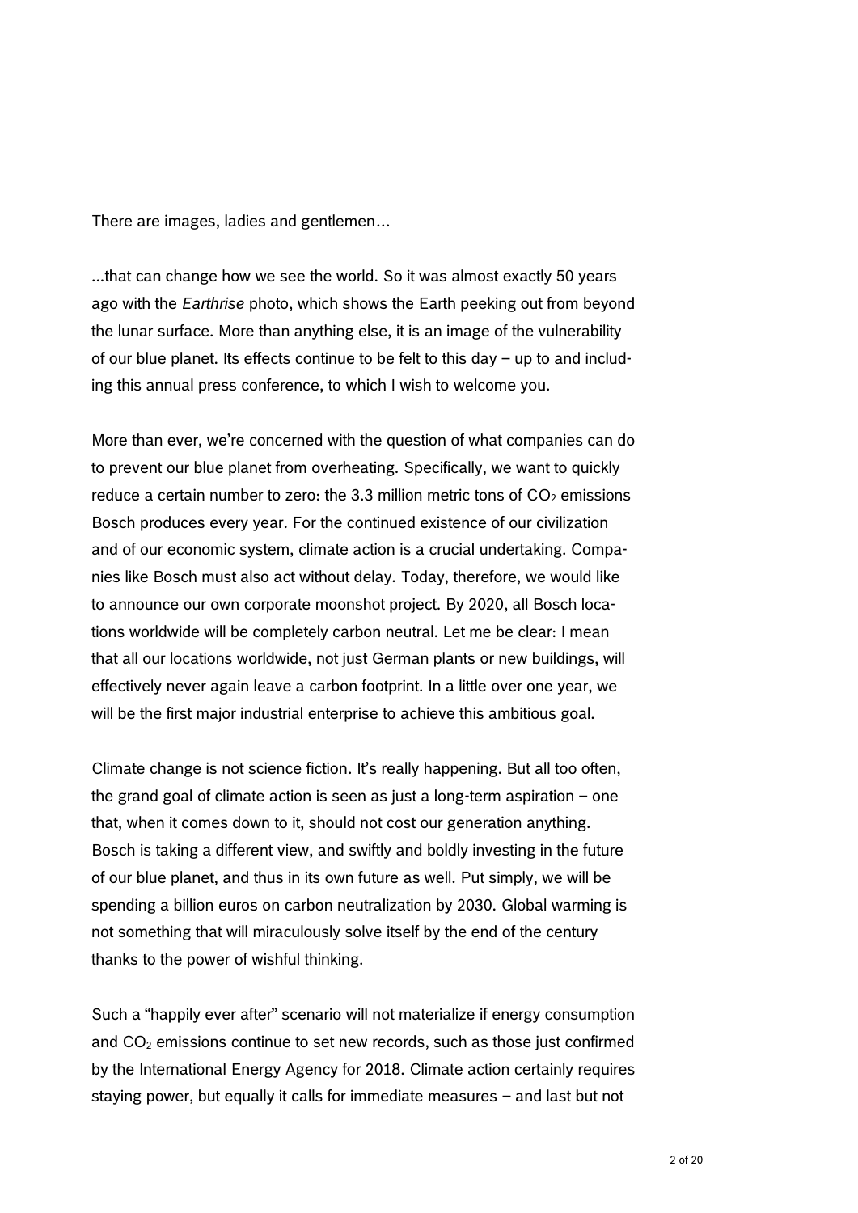There are images, ladies and gentlemen...

...that can change how we see the world. So it was almost exactly 50 years ago with the *Earthrise* photo, which shows the Earth peeking out from beyond the lunar surface. More than anything else, it is an image of the vulnerability of our blue planet. Its effects continue to be felt to this day – up to and including this annual press conference, to which I wish to welcome you.

More than ever, we're concerned with the question of what companies can do to prevent our blue planet from overheating. Specifically, we want to quickly reduce a certain number to zero: the 3.3 million metric tons of $CO_2$ emissions Bosch produces every year. For the continued existence of our civilization and of our economic system, climate action is a crucial undertaking. Companies like Bosch must also act without delay. Today, therefore, we would like to announce our own corporate moonshot project. By 2020, all Bosch locations worldwide will be completely carbon neutral. Let me be clear: I mean that all our locations worldwide, not just German plants or new buildings, will effectively never again leave a carbon footprint. In a little over one year, we will be the first major industrial enterprise to achieve this ambitious goal.

Climate change is not science fiction. It's really happening. But all too often, the grand goal of climate action is seen as just a long-term aspiration – one that, when it comes down to it, should not cost our generation anything. Bosch is taking a different view, and swiftly and boldly investing in the future of our blue planet, and thus in its own future as well. Put simply, we will be spending a billion euros on carbon neutralization by 2030. Global warming is not something that will miraculously solve itself by the end of the century thanks to the power of wishful thinking.

Such a "happily ever after" scenario will not materialize if energy consumption and $CO_2$ emissions continue to set new records, such as those just confirmed by the International Energy Agency for 2018. Climate action certainly requires staying power, but equally it calls for immediate measures – and last but not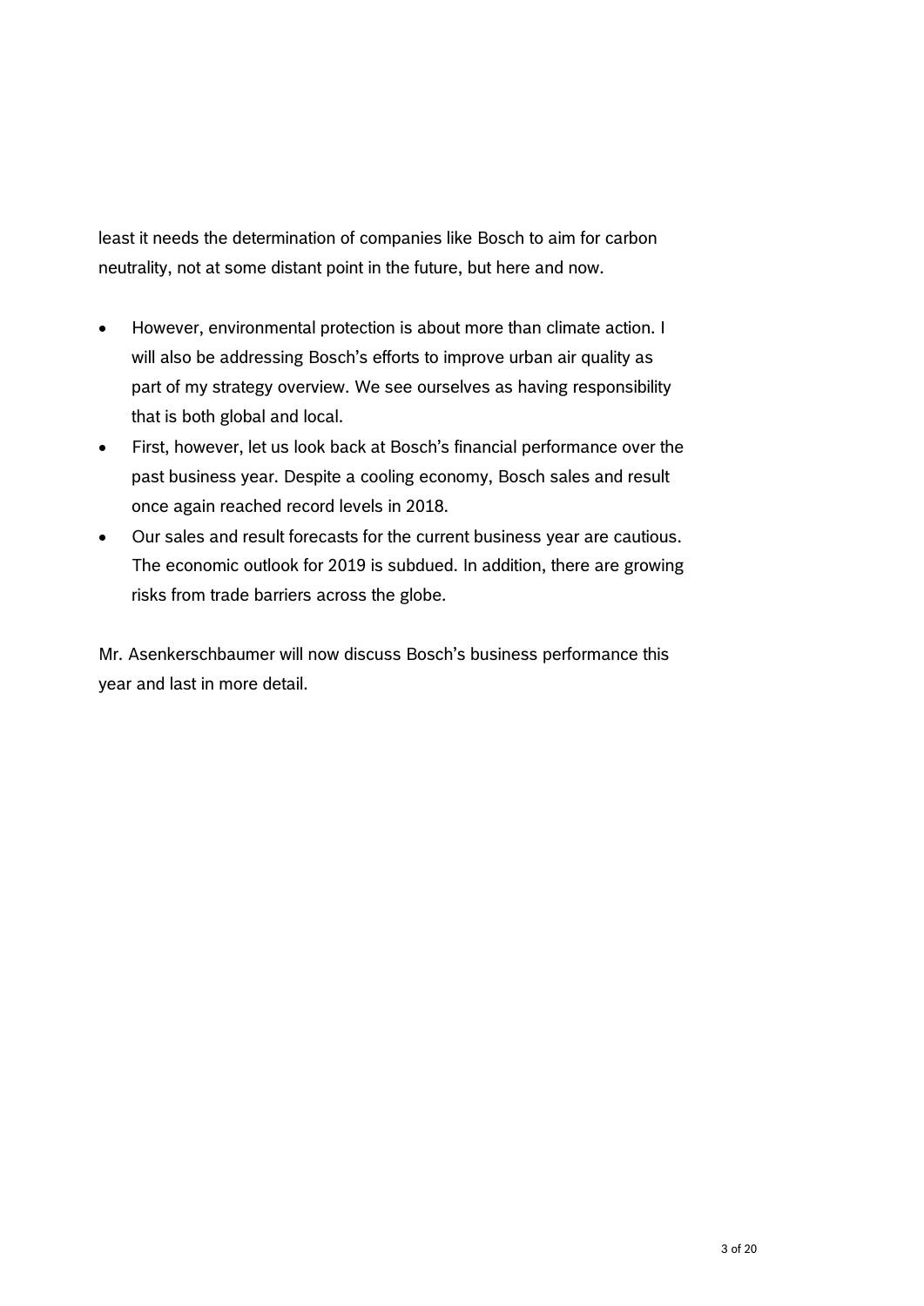least it needs the determination of companies like Bosch to aim for carbon neutrality, not at some distant point in the future, but here and now.

- However, environmental protection is about more than climate action. I will also be addressing Bosch's efforts to improve urban air quality as part of my strategy overview. We see ourselves as having responsibility that is both global and local.
- First, however, let us look back at Bosch's financial performance over the past business year. Despite a cooling economy, Bosch sales and result once again reached record levels in 2018.
- Our sales and result forecasts for the current business year are cautious. The economic outlook for 2019 is subdued. In addition, there are growing risks from trade barriers across the globe.

Mr. Asenkerschbaumer will now discuss Bosch's business performance this year and last in more detail.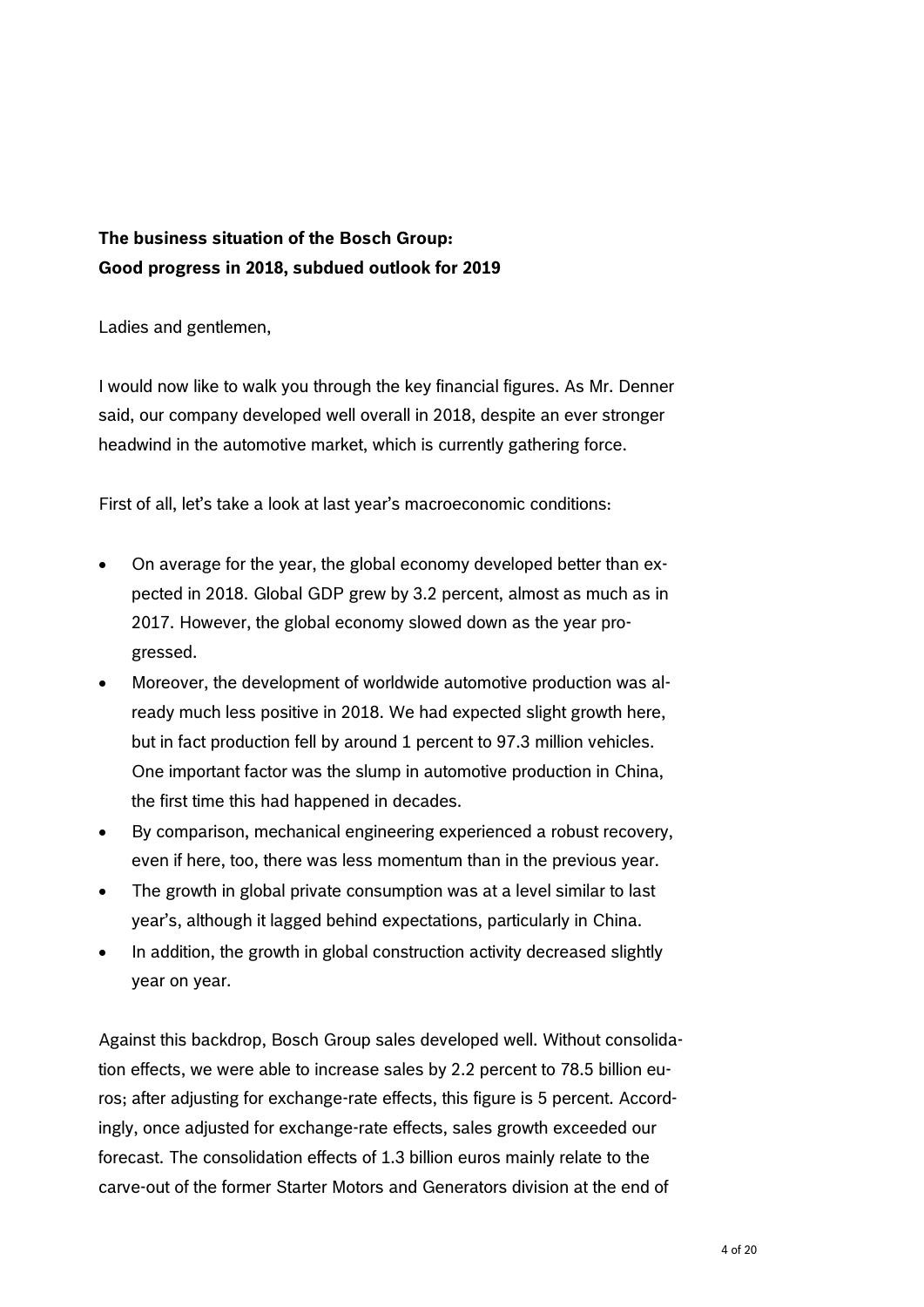**The business situation of the Bosch Group:**
**Good progress in 2018, subdued outlook for 2019**

Ladies and gentlemen,

I would now like to walk you through the key financial figures. As Mr. Denner said, our company developed well overall in 2018, despite an ever stronger headwind in the automotive market, which is currently gathering force.

First of all, let's take a look at last year's macroeconomic conditions:

- On average for the year, the global economy developed better than expected in 2018. Global GDP grew by 3.2 percent, almost as much as in 2017. However, the global economy slowed down as the year progressed.
- Moreover, the development of worldwide automotive production was already much less positive in 2018. We had expected slight growth here, but in fact production fell by around 1 percent to 97.3 million vehicles. One important factor was the slump in automotive production in China, the first time this had happened in decades.
- By comparison, mechanical engineering experienced a robust recovery, even if here, too, there was less momentum than in the previous year.
- The growth in global private consumption was at a level similar to last year's, although it lagged behind expectations, particularly in China.
- In addition, the growth in global construction activity decreased slightly year on year.

Against this backdrop, Bosch Group sales developed well. Without consolidation effects, we were able to increase sales by 2.2 percent to 78.5 billion euros; after adjusting for exchange-rate effects, this figure is 5 percent. Accordingly, once adjusted for exchange-rate effects, sales growth exceeded our forecast. The consolidation effects of 1.3 billion euros mainly relate to the carve-out of the former Starter Motors and Generators division at the end of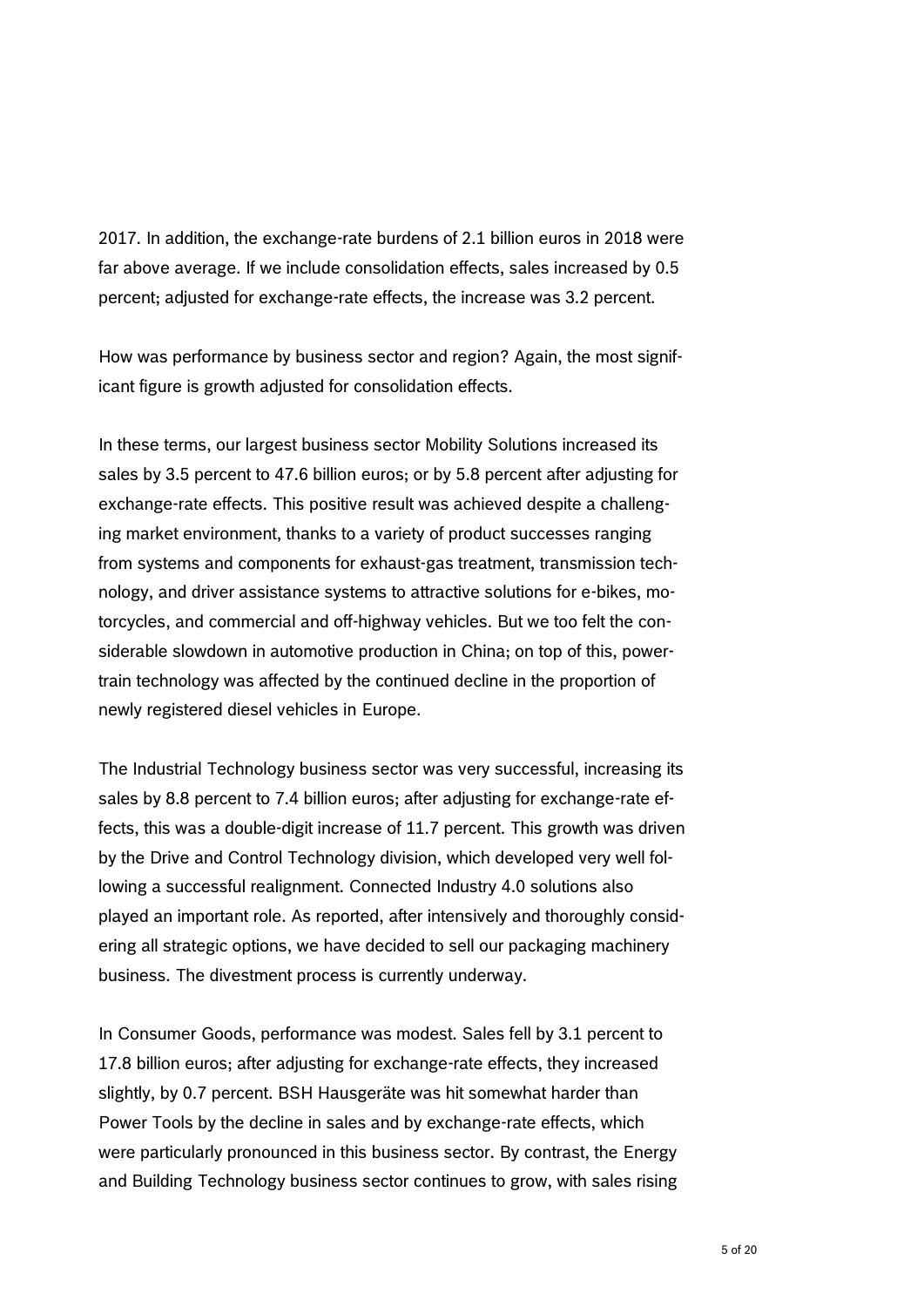2017. In addition, the exchange-rate burdens of 2.1 billion euros in 2018 were far above average. If we include consolidation effects, sales increased by 0.5 percent; adjusted for exchange-rate effects, the increase was 3.2 percent.

How was performance by business sector and region? Again, the most significant figure is growth adjusted for consolidation effects.

In these terms, our largest business sector Mobility Solutions increased its sales by 3.5 percent to 47.6 billion euros; or by 5.8 percent after adjusting for exchange-rate effects. This positive result was achieved despite a challenging market environment, thanks to a variety of product successes ranging from systems and components for exhaust-gas treatment, transmission technology, and driver assistance systems to attractive solutions for e-bikes, motorcycles, and commercial and off-highway vehicles. But we too felt the considerable slowdown in automotive production in China; on top of this, powertrain technology was affected by the continued decline in the proportion of newly registered diesel vehicles in Europe.

The Industrial Technology business sector was very successful, increasing its sales by 8.8 percent to 7.4 billion euros; after adjusting for exchange-rate effects, this was a double-digit increase of 11.7 percent. This growth was driven by the Drive and Control Technology division, which developed very well following a successful realignment. Connected Industry 4.0 solutions also played an important role. As reported, after intensively and thoroughly considering all strategic options, we have decided to sell our packaging machinery business. The divestment process is currently underway.

In Consumer Goods, performance was modest. Sales fell by 3.1 percent to 17.8 billion euros; after adjusting for exchange-rate effects, they increased slightly, by 0.7 percent. BSH Hausgeräte was hit somewhat harder than Power Tools by the decline in sales and by exchange-rate effects, which were particularly pronounced in this business sector. By contrast, the Energy and Building Technology business sector continues to grow, with sales rising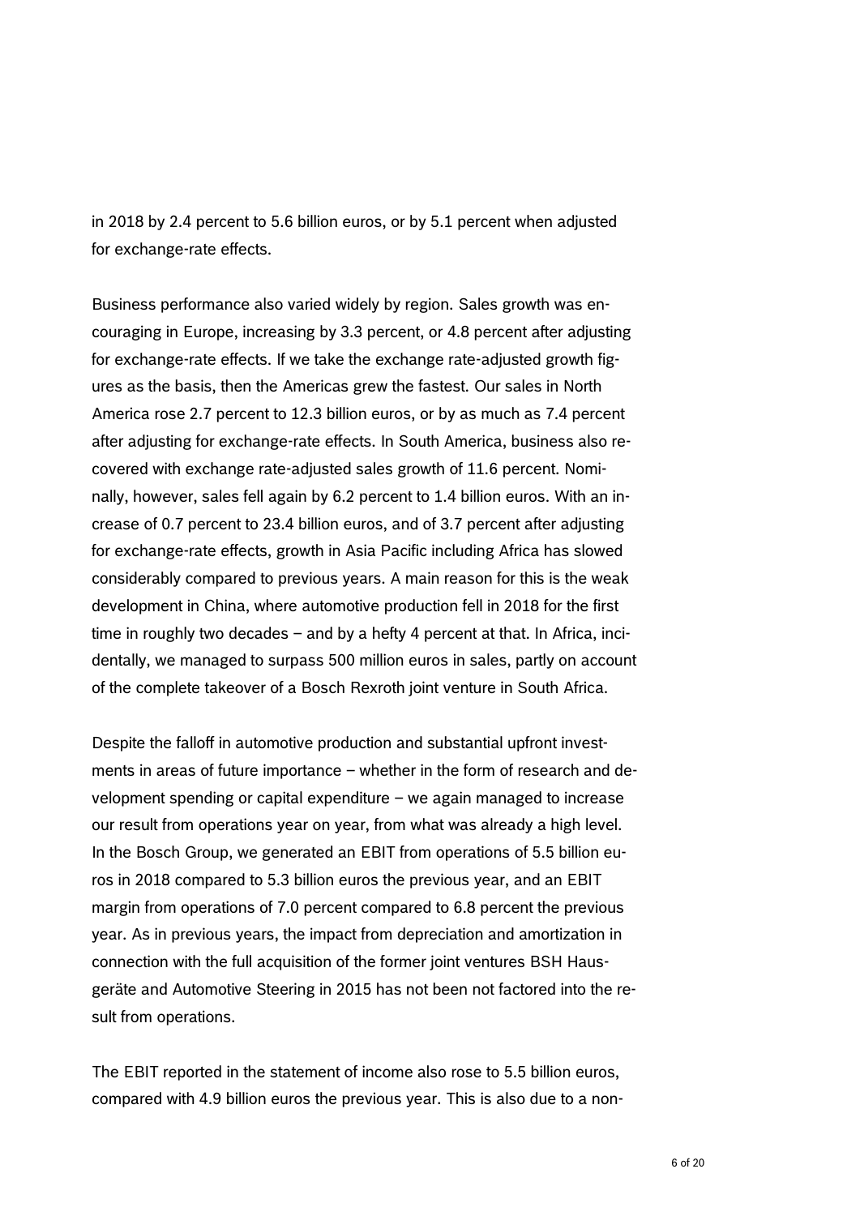in 2018 by 2.4 percent to 5.6 billion euros, or by 5.1 percent when adjusted for exchange-rate effects.

Business performance also varied widely by region. Sales growth was encouraging in Europe, increasing by 3.3 percent, or 4.8 percent after adjusting for exchange-rate effects. If we take the exchange rate-adjusted growth figures as the basis, then the Americas grew the fastest. Our sales in North America rose 2.7 percent to 12.3 billion euros, or by as much as 7.4 percent after adjusting for exchange-rate effects. In South America, business also recovered with exchange rate-adjusted sales growth of 11.6 percent. Nominally, however, sales fell again by 6.2 percent to 1.4 billion euros. With an increase of 0.7 percent to 23.4 billion euros, and of 3.7 percent after adjusting for exchange-rate effects, growth in Asia Pacific including Africa has slowed considerably compared to previous years. A main reason for this is the weak development in China, where automotive production fell in 2018 for the first time in roughly two decades – and by a hefty 4 percent at that. In Africa, incidentally, we managed to surpass 500 million euros in sales, partly on account of the complete takeover of a Bosch Rexroth joint venture in South Africa.

Despite the falloff in automotive production and substantial upfront investments in areas of future importance – whether in the form of research and development spending or capital expenditure – we again managed to increase our result from operations year on year, from what was already a high level. In the Bosch Group, we generated an EBIT from operations of 5.5 billion euros in 2018 compared to 5.3 billion euros the previous year, and an EBIT margin from operations of 7.0 percent compared to 6.8 percent the previous year. As in previous years, the impact from depreciation and amortization in connection with the full acquisition of the former joint ventures BSH Hausgeräte and Automotive Steering in 2015 has not been not factored into the result from operations.

The EBIT reported in the statement of income also rose to 5.5 billion euros, compared with 4.9 billion euros the previous year. This is also due to a non-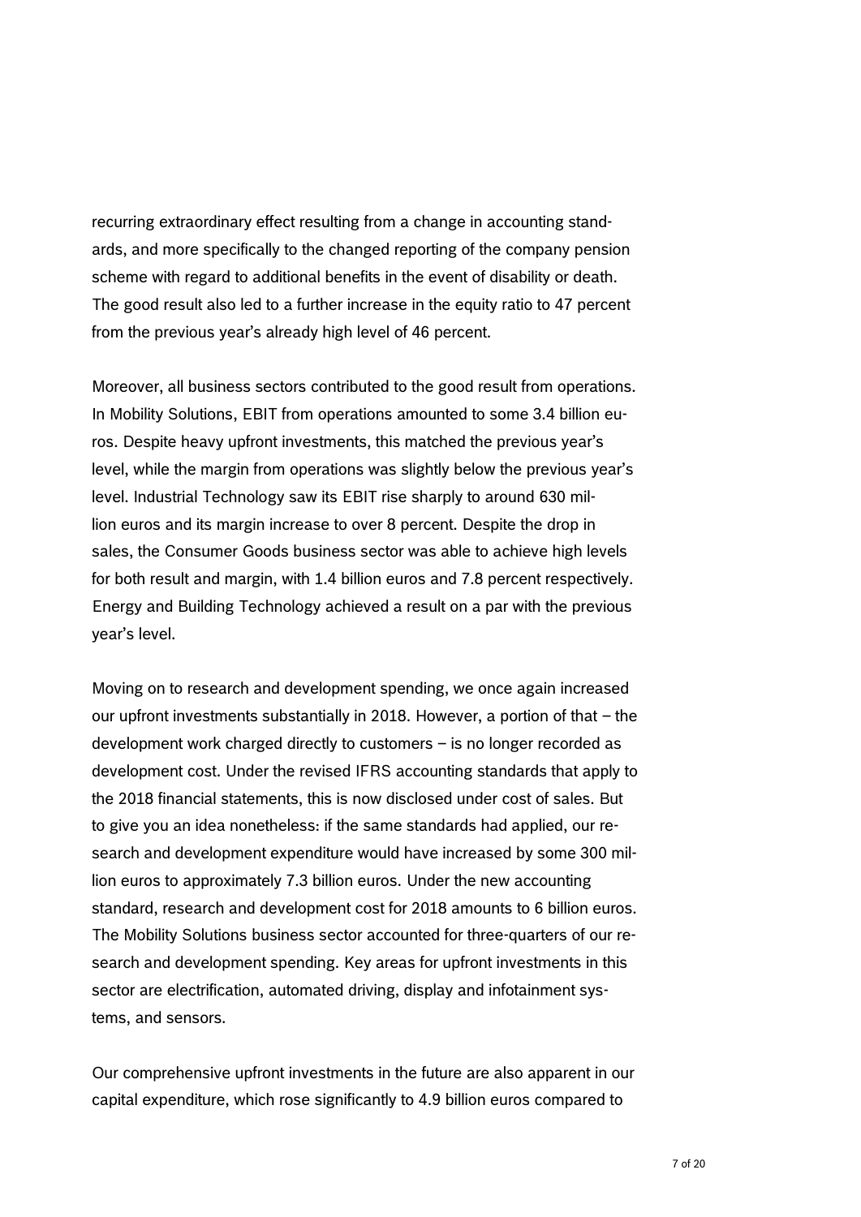recurring extraordinary effect resulting from a change in accounting standards, and more specifically to the changed reporting of the company pension scheme with regard to additional benefits in the event of disability or death. The good result also led to a further increase in the equity ratio to 47 percent from the previous year's already high level of 46 percent.

Moreover, all business sectors contributed to the good result from operations. In Mobility Solutions, EBIT from operations amounted to some 3.4 billion euros. Despite heavy upfront investments, this matched the previous year's level, while the margin from operations was slightly below the previous year's level. Industrial Technology saw its EBIT rise sharply to around 630 million euros and its margin increase to over 8 percent. Despite the drop in sales, the Consumer Goods business sector was able to achieve high levels for both result and margin, with 1.4 billion euros and 7.8 percent respectively. Energy and Building Technology achieved a result on a par with the previous year's level.

Moving on to research and development spending, we once again increased our upfront investments substantially in 2018. However, a portion of that – the development work charged directly to customers – is no longer recorded as development cost. Under the revised IFRS accounting standards that apply to the 2018 financial statements, this is now disclosed under cost of sales. But to give you an idea nonetheless: if the same standards had applied, our research and development expenditure would have increased by some 300 million euros to approximately 7.3 billion euros. Under the new accounting standard, research and development cost for 2018 amounts to 6 billion euros. The Mobility Solutions business sector accounted for three-quarters of our research and development spending. Key areas for upfront investments in this sector are electrification, automated driving, display and infotainment systems, and sensors.

Our comprehensive upfront investments in the future are also apparent in our capital expenditure, which rose significantly to 4.9 billion euros compared to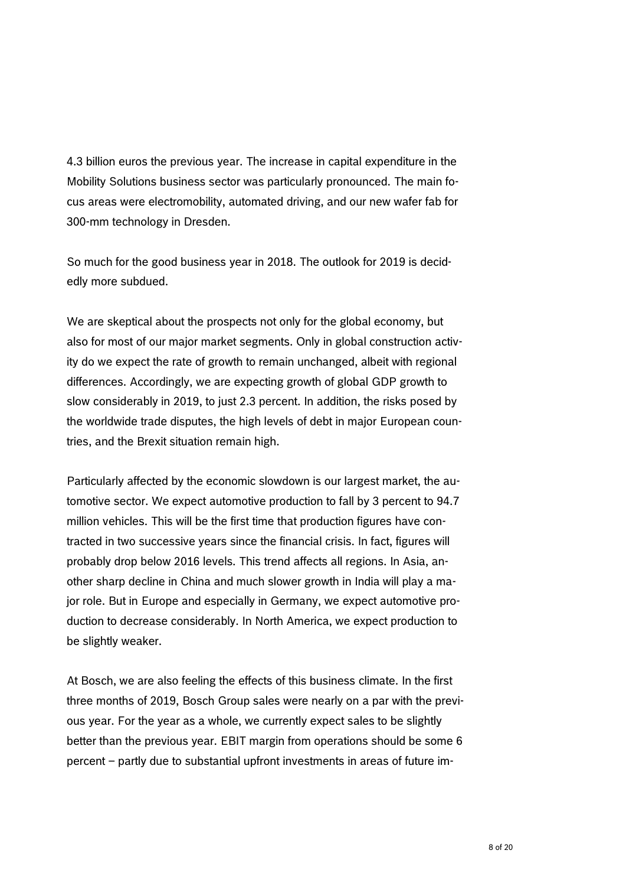4.3 billion euros the previous year. The increase in capital expenditure in the Mobility Solutions business sector was particularly pronounced. The main focus areas were electromobility, automated driving, and our new wafer fab for 300-mm technology in Dresden.

So much for the good business year in 2018. The outlook for 2019 is decidedly more subdued.

We are skeptical about the prospects not only for the global economy, but also for most of our major market segments. Only in global construction activity do we expect the rate of growth to remain unchanged, albeit with regional differences. Accordingly, we are expecting growth of global GDP growth to slow considerably in 2019, to just 2.3 percent. In addition, the risks posed by the worldwide trade disputes, the high levels of debt in major European countries, and the Brexit situation remain high.

Particularly affected by the economic slowdown is our largest market, the automotive sector. We expect automotive production to fall by 3 percent to 94.7 million vehicles. This will be the first time that production figures have contracted in two successive years since the financial crisis. In fact, figures will probably drop below 2016 levels. This trend affects all regions. In Asia, another sharp decline in China and much slower growth in India will play a major role. But in Europe and especially in Germany, we expect automotive production to decrease considerably. In North America, we expect production to be slightly weaker.

At Bosch, we are also feeling the effects of this business climate. In the first three months of 2019, Bosch Group sales were nearly on a par with the previous year. For the year as a whole, we currently expect sales to be slightly better than the previous year. EBIT margin from operations should be some 6 percent – partly due to substantial upfront investments in areas of future im-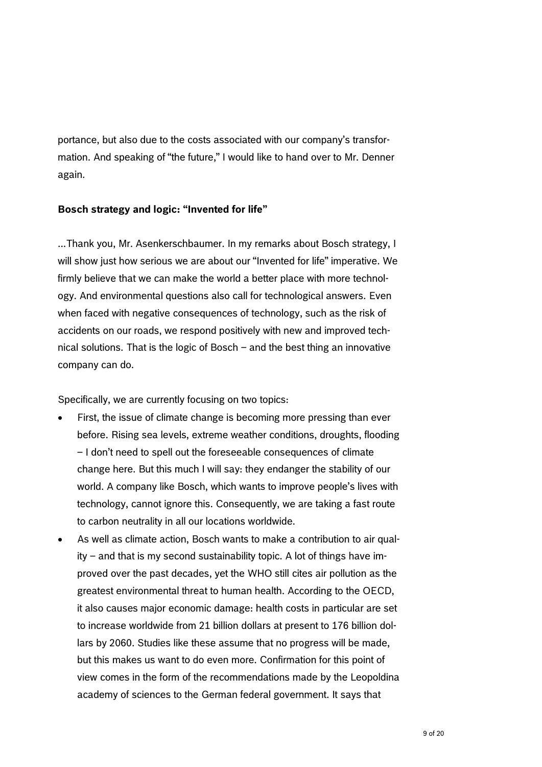portance, but also due to the costs associated with our company's transformation. And speaking of "the future," I would like to hand over to Mr. Denner again.

**Bosch strategy and logic: "Invented for life"**

...Thank you, Mr. Asenkerschbaumer. In my remarks about Bosch strategy, I will show just how serious we are about our "Invented for life" imperative. We firmly believe that we can make the world a better place with more technology. And environmental questions also call for technological answers. Even when faced with negative consequences of technology, such as the risk of accidents on our roads, we respond positively with new and improved technical solutions. That is the logic of Bosch – and the best thing an innovative company can do.

Specifically, we are currently focusing on two topics:

- First, the issue of climate change is becoming more pressing than ever before. Rising sea levels, extreme weather conditions, droughts, flooding – I don't need to spell out the foreseeable consequences of climate change here. But this much I will say: they endanger the stability of our world. A company like Bosch, which wants to improve people's lives with technology, cannot ignore this. Consequently, we are taking a fast route to carbon neutrality in all our locations worldwide.
- As well as climate action, Bosch wants to make a contribution to air quality – and that is my second sustainability topic. A lot of things have improved over the past decades, yet the WHO still cites air pollution as the greatest environmental threat to human health. According to the OECD, it also causes major economic damage: health costs in particular are set to increase worldwide from 21 billion dollars at present to 176 billion dollars by 2060. Studies like these assume that no progress will be made, but this makes us want to do even more. Confirmation for this point of view comes in the form of the recommendations made by the Leopoldina academy of sciences to the German federal government. It says that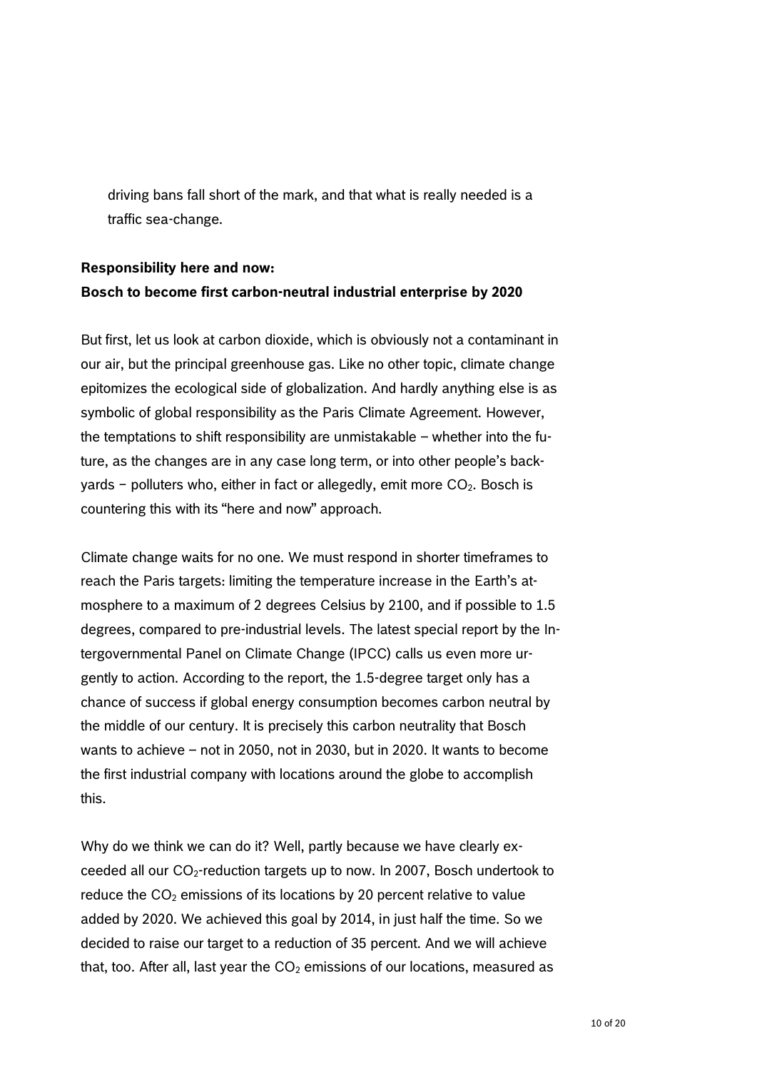driving bans fall short of the mark, and that what is really needed is a traffic sea-change.

**Responsibility here and now:**
**Bosch to become first carbon-neutral industrial enterprise by 2020**

But first, let us look at carbon dioxide, which is obviously not a contaminant in our air, but the principal greenhouse gas. Like no other topic, climate change epitomizes the ecological side of globalization. And hardly anything else is as symbolic of global responsibility as the Paris Climate Agreement. However, the temptations to shift responsibility are unmistakable – whether into the future, as the changes are in any case long term, or into other people's backyards − polluters who, either in fact or allegedly, emit more $CO_2$. Bosch is countering this with its "here and now" approach.

Climate change waits for no one. We must respond in shorter timeframes to reach the Paris targets: limiting the temperature increase in the Earth's atmosphere to a maximum of 2 degrees Celsius by 2100, and if possible to 1.5 degrees, compared to pre-industrial levels. The latest special report by the Intergovernmental Panel on Climate Change (IPCC) calls us even more urgently to action. According to the report, the 1.5-degree target only has a chance of success if global energy consumption becomes carbon neutral by the middle of our century. It is precisely this carbon neutrality that Bosch wants to achieve – not in 2050, not in 2030, but in 2020. It wants to become the first industrial company with locations around the globe to accomplish this.

Why do we think we can do it? Well, partly because we have clearly exceeded all our $CO_2$-reduction targets up to now. In 2007, Bosch undertook to reduce the $CO_2$ emissions of its locations by 20 percent relative to value added by 2020. We achieved this goal by 2014, in just half the time. So we decided to raise our target to a reduction of 35 percent. And we will achieve that, too. After all, last year the $CO_2$ emissions of our locations, measured as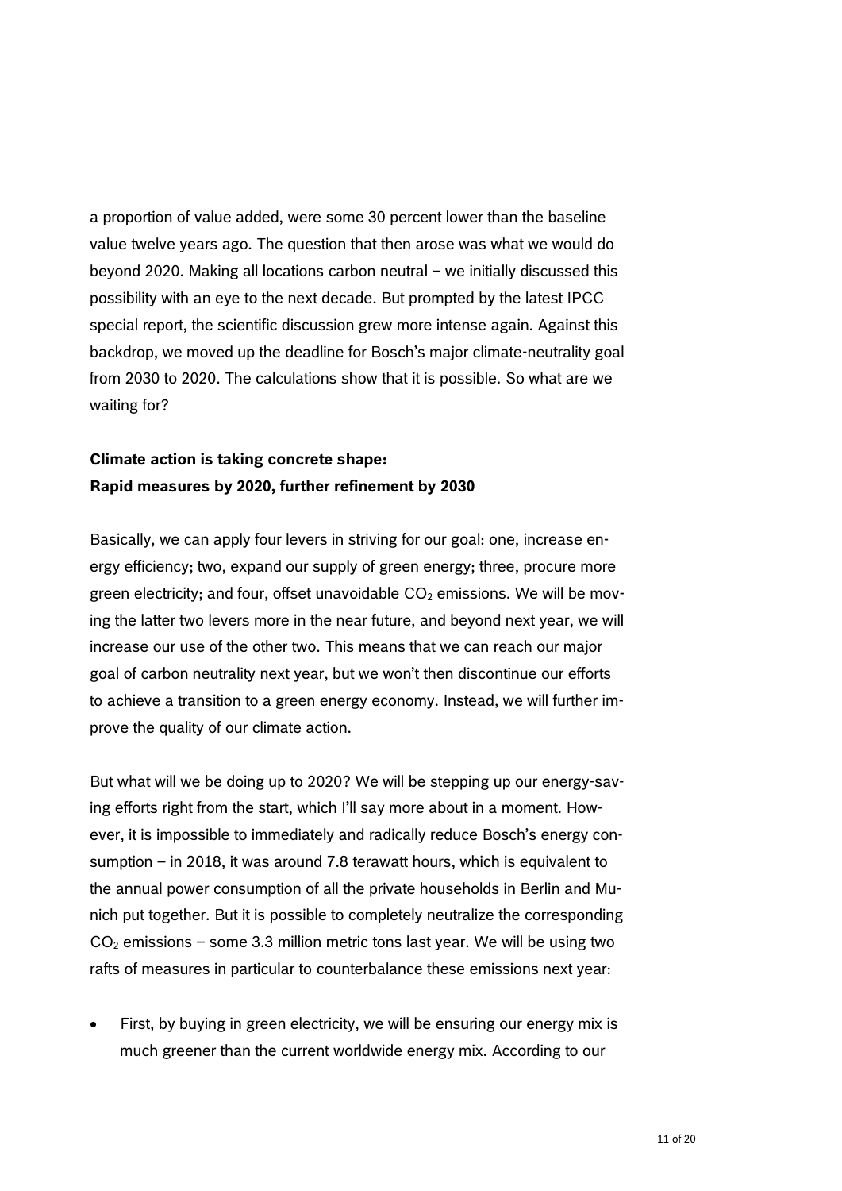a proportion of value added, were some 30 percent lower than the baseline value twelve years ago. The question that then arose was what we would do beyond 2020. Making all locations carbon neutral – we initially discussed this possibility with an eye to the next decade. But prompted by the latest IPCC special report, the scientific discussion grew more intense again. Against this backdrop, we moved up the deadline for Bosch's major climate-neutrality goal from 2030 to 2020. The calculations show that it is possible. So what are we waiting for?

**Climate action is taking concrete shape:**
**Rapid measures by 2020, further refinement by 2030**

Basically, we can apply four levers in striving for our goal: one, increase energy efficiency; two, expand our supply of green energy; three, procure more green electricity; and four, offset unavoidable $CO_2$ emissions. We will be moving the latter two levers more in the near future, and beyond next year, we will increase our use of the other two. This means that we can reach our major goal of carbon neutrality next year, but we won't then discontinue our efforts to achieve a transition to a green energy economy. Instead, we will further improve the quality of our climate action.

But what will we be doing up to 2020? We will be stepping up our energy-saving efforts right from the start, which I'll say more about in a moment. However, it is impossible to immediately and radically reduce Bosch's energy consumption – in 2018, it was around 7.8 terawatt hours, which is equivalent to the annual power consumption of all the private households in Berlin and Munich put together. But it is possible to completely neutralize the corresponding $CO_2$ emissions – some 3.3 million metric tons last year. We will be using two rafts of measures in particular to counterbalance these emissions next year:

- First, by buying in green electricity, we will be ensuring our energy mix is much greener than the current worldwide energy mix. According to our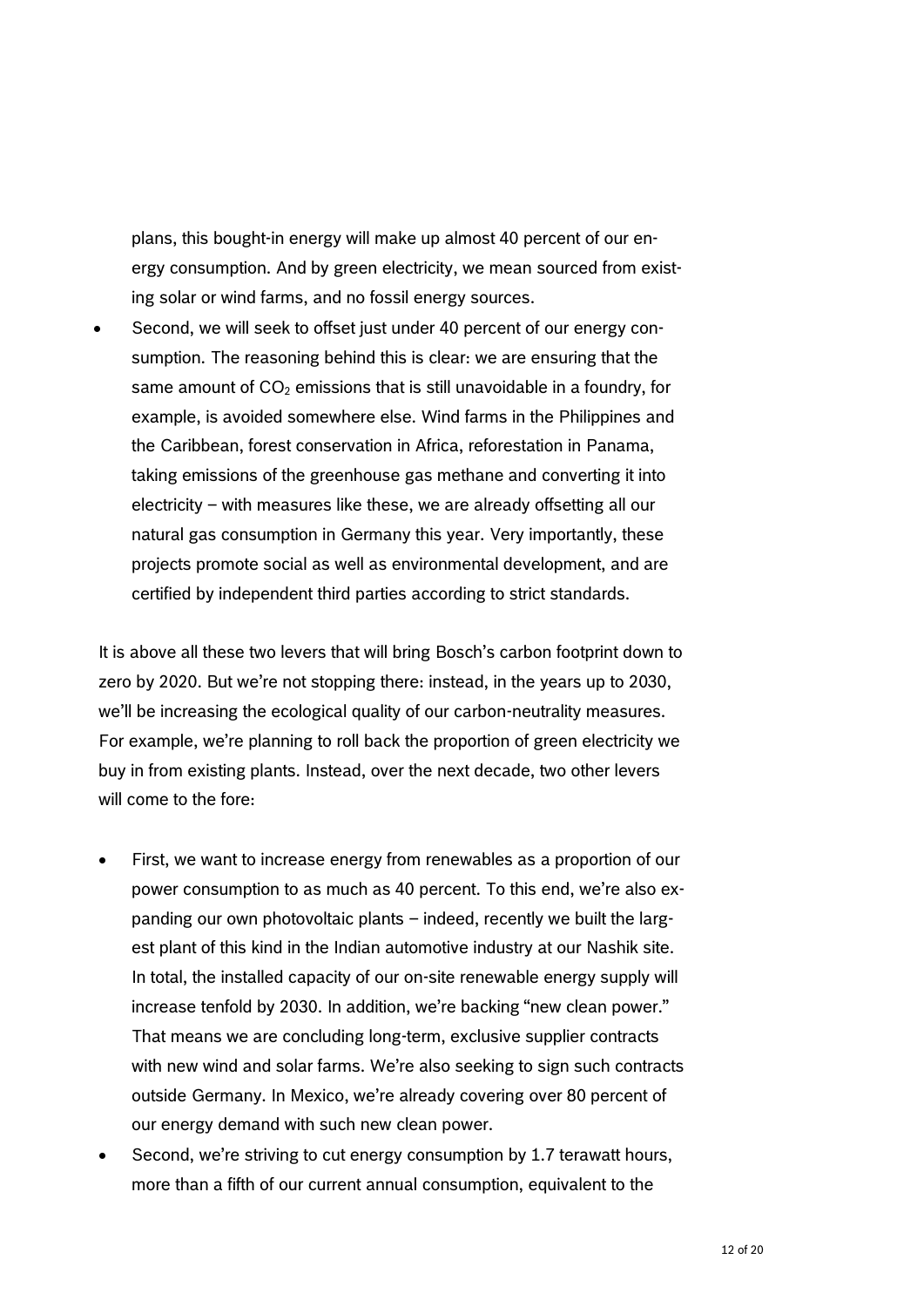plans, this bought-in energy will make up almost 40 percent of our energy consumption. And by green electricity, we mean sourced from existing solar or wind farms, and no fossil energy sources.

- Second, we will seek to offset just under 40 percent of our energy consumption. The reasoning behind this is clear: we are ensuring that the same amount of $CO_2$ emissions that is still unavoidable in a foundry, for example, is avoided somewhere else. Wind farms in the Philippines and the Caribbean, forest conservation in Africa, reforestation in Panama, taking emissions of the greenhouse gas methane and converting it into electricity – with measures like these, we are already offsetting all our natural gas consumption in Germany this year. Very importantly, these projects promote social as well as environmental development, and are certified by independent third parties according to strict standards.

It is above all these two levers that will bring Bosch's carbon footprint down to zero by 2020. But we're not stopping there: instead, in the years up to 2030, we'll be increasing the ecological quality of our carbon-neutrality measures. For example, we're planning to roll back the proportion of green electricity we buy in from existing plants. Instead, over the next decade, two other levers will come to the fore:

- First, we want to increase energy from renewables as a proportion of our power consumption to as much as 40 percent. To this end, we're also expanding our own photovoltaic plants – indeed, recently we built the largest plant of this kind in the Indian automotive industry at our Nashik site. In total, the installed capacity of our on-site renewable energy supply will increase tenfold by 2030. In addition, we're backing "new clean power." That means we are concluding long-term, exclusive supplier contracts with new wind and solar farms. We're also seeking to sign such contracts outside Germany. In Mexico, we're already covering over 80 percent of our energy demand with such new clean power.
- Second, we're striving to cut energy consumption by 1.7 terawatt hours, more than a fifth of our current annual consumption, equivalent to the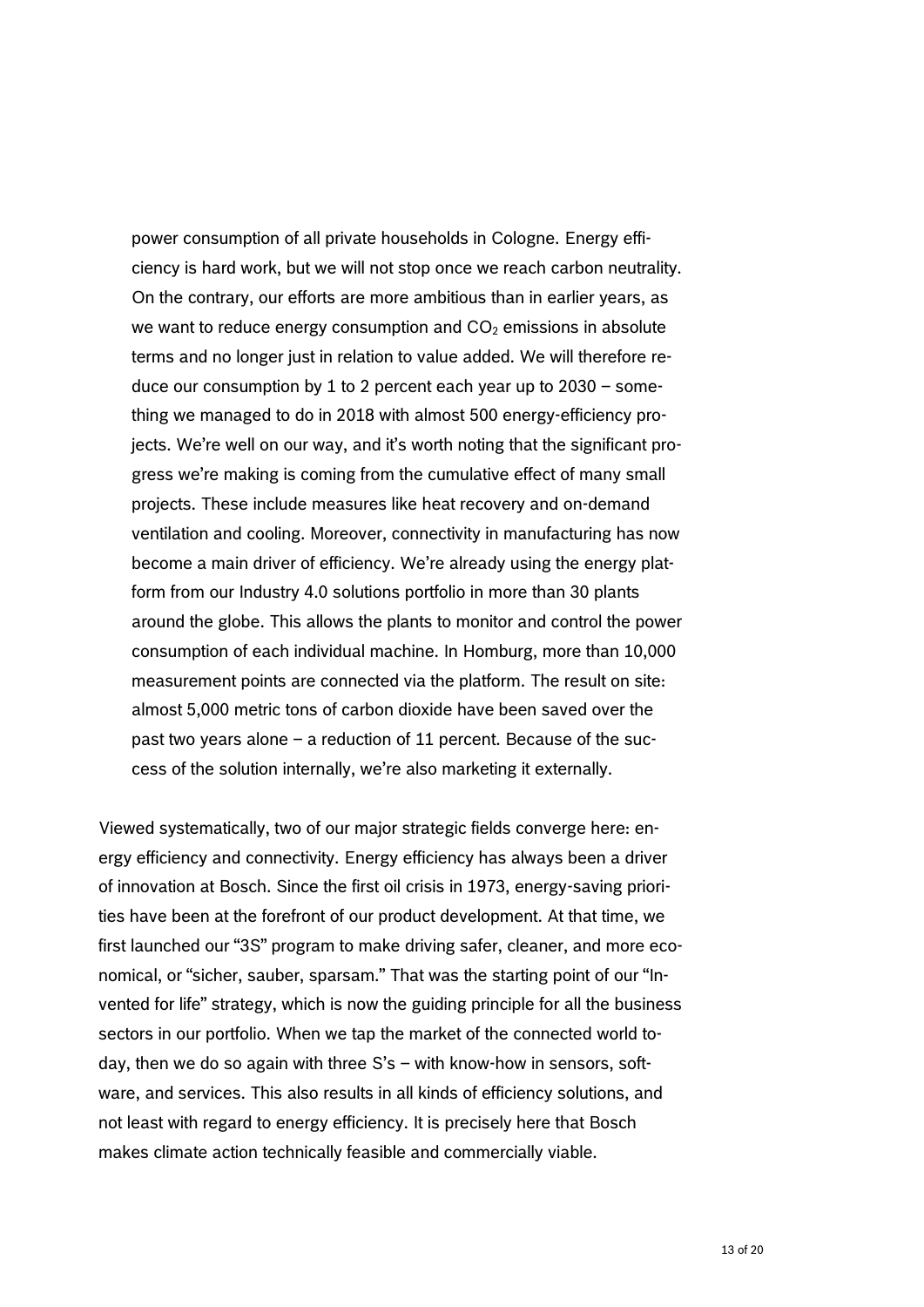power consumption of all private households in Cologne. Energy efficiency is hard work, but we will not stop once we reach carbon neutrality. On the contrary, our efforts are more ambitious than in earlier years, as we want to reduce energy consumption and $CO_2$ emissions in absolute terms and no longer just in relation to value added. We will therefore reduce our consumption by 1 to 2 percent each year up to 2030 – something we managed to do in 2018 with almost 500 energy-efficiency projects. We're well on our way, and it's worth noting that the significant progress we're making is coming from the cumulative effect of many small projects. These include measures like heat recovery and on-demand ventilation and cooling. Moreover, connectivity in manufacturing has now become a main driver of efficiency. We're already using the energy platform from our Industry 4.0 solutions portfolio in more than 30 plants around the globe. This allows the plants to monitor and control the power consumption of each individual machine. In Homburg, more than 10,000 measurement points are connected via the platform. The result on site: almost 5,000 metric tons of carbon dioxide have been saved over the past two years alone – a reduction of 11 percent. Because of the success of the solution internally, we're also marketing it externally.

Viewed systematically, two of our major strategic fields converge here: energy efficiency and connectivity. Energy efficiency has always been a driver of innovation at Bosch. Since the first oil crisis in 1973, energy-saving priorities have been at the forefront of our product development. At that time, we first launched our "3S" program to make driving safer, cleaner, and more economical, or "sicher, sauber, sparsam." That was the starting point of our "Invented for life" strategy, which is now the guiding principle for all the business sectors in our portfolio. When we tap the market of the connected world today, then we do so again with three S's – with know-how in sensors, software, and services. This also results in all kinds of efficiency solutions, and not least with regard to energy efficiency. It is precisely here that Bosch makes climate action technically feasible and commercially viable.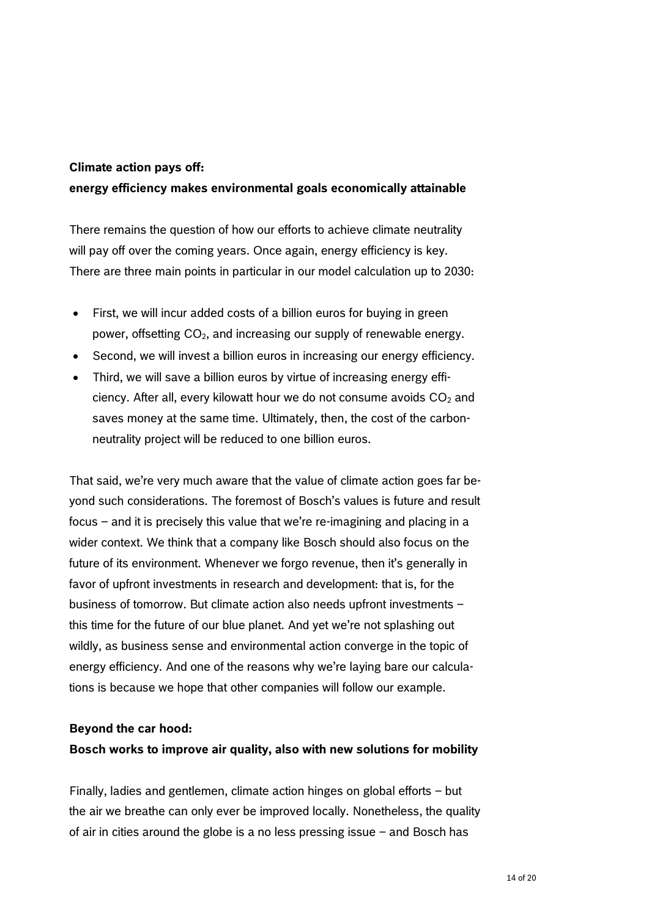**Climate action pays off:**
**energy efficiency makes environmental goals economically attainable**

There remains the question of how our efforts to achieve climate neutrality will pay off over the coming years. Once again, energy efficiency is key. There are three main points in particular in our model calculation up to 2030:

- First, we will incur added costs of a billion euros for buying in green power, offsetting $CO_2$, and increasing our supply of renewable energy.
- Second, we will invest a billion euros in increasing our energy efficiency.
- Third, we will save a billion euros by virtue of increasing energy efficiency. After all, every kilowatt hour we do not consume avoids $CO_2$ and saves money at the same time. Ultimately, then, the cost of the carbon-neutrality project will be reduced to one billion euros.

That said, we're very much aware that the value of climate action goes far beyond such considerations. The foremost of Bosch's values is future and result focus – and it is precisely this value that we're re-imagining and placing in a wider context. We think that a company like Bosch should also focus on the future of its environment. Whenever we forgo revenue, then it's generally in favor of upfront investments in research and development: that is, for the business of tomorrow. But climate action also needs upfront investments – this time for the future of our blue planet. And yet we're not splashing out wildly, as business sense and environmental action converge in the topic of energy efficiency. And one of the reasons why we're laying bare our calculations is because we hope that other companies will follow our example.

**Beyond the car hood:**
**Bosch works to improve air quality, also with new solutions for mobility**

Finally, ladies and gentlemen, climate action hinges on global efforts – but the air we breathe can only ever be improved locally. Nonetheless, the quality of air in cities around the globe is a no less pressing issue – and Bosch has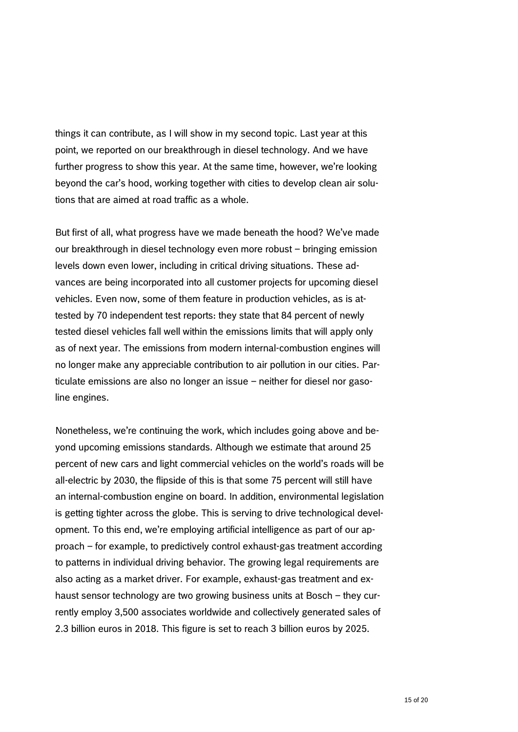things it can contribute, as I will show in my second topic. Last year at this point, we reported on our breakthrough in diesel technology. And we have further progress to show this year. At the same time, however, we're looking beyond the car's hood, working together with cities to develop clean air solutions that are aimed at road traffic as a whole.

But first of all, what progress have we made beneath the hood? We've made our breakthrough in diesel technology even more robust – bringing emission levels down even lower, including in critical driving situations. These advances are being incorporated into all customer projects for upcoming diesel vehicles. Even now, some of them feature in production vehicles, as is attested by 70 independent test reports: they state that 84 percent of newly tested diesel vehicles fall well within the emissions limits that will apply only as of next year. The emissions from modern internal-combustion engines will no longer make any appreciable contribution to air pollution in our cities. Particulate emissions are also no longer an issue – neither for diesel nor gasoline engines.

Nonetheless, we're continuing the work, which includes going above and beyond upcoming emissions standards. Although we estimate that around 25 percent of new cars and light commercial vehicles on the world's roads will be all-electric by 2030, the flipside of this is that some 75 percent will still have an internal-combustion engine on board. In addition, environmental legislation is getting tighter across the globe. This is serving to drive technological development. To this end, we're employing artificial intelligence as part of our approach – for example, to predictively control exhaust-gas treatment according to patterns in individual driving behavior. The growing legal requirements are also acting as a market driver. For example, exhaust-gas treatment and exhaust sensor technology are two growing business units at Bosch – they currently employ 3,500 associates worldwide and collectively generated sales of 2.3 billion euros in 2018. This figure is set to reach 3 billion euros by 2025.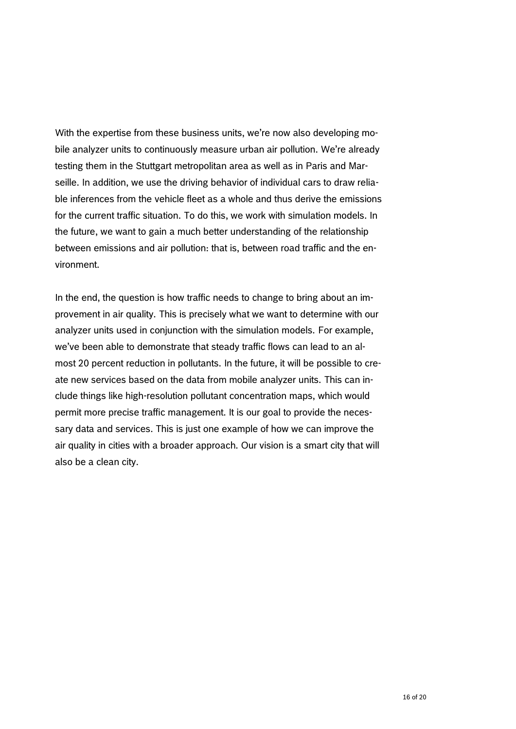With the expertise from these business units, we're now also developing mobile analyzer units to continuously measure urban air pollution. We're already testing them in the Stuttgart metropolitan area as well as in Paris and Marseille. In addition, we use the driving behavior of individual cars to draw reliable inferences from the vehicle fleet as a whole and thus derive the emissions for the current traffic situation. To do this, we work with simulation models. In the future, we want to gain a much better understanding of the relationship between emissions and air pollution: that is, between road traffic and the environment.

In the end, the question is how traffic needs to change to bring about an improvement in air quality. This is precisely what we want to determine with our analyzer units used in conjunction with the simulation models. For example, we've been able to demonstrate that steady traffic flows can lead to an almost 20 percent reduction in pollutants. In the future, it will be possible to create new services based on the data from mobile analyzer units. This can include things like high-resolution pollutant concentration maps, which would permit more precise traffic management. It is our goal to provide the necessary data and services. This is just one example of how we can improve the air quality in cities with a broader approach. Our vision is a smart city that will also be a clean city.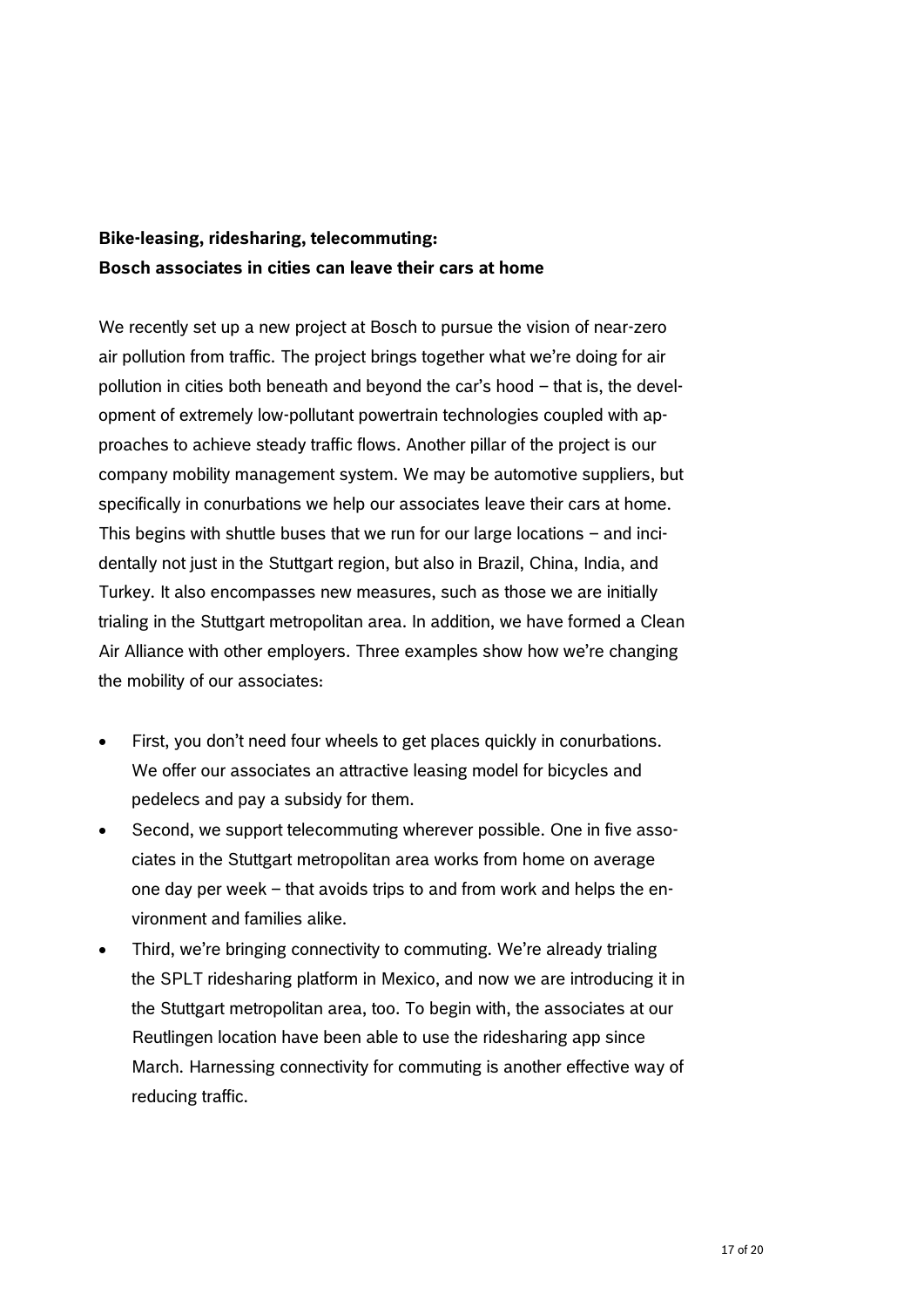**Bike-leasing, ridesharing, telecommuting:**
**Bosch associates in cities can leave their cars at home**

We recently set up a new project at Bosch to pursue the vision of near-zero air pollution from traffic. The project brings together what we're doing for air pollution in cities both beneath and beyond the car's hood – that is, the development of extremely low-pollutant powertrain technologies coupled with approaches to achieve steady traffic flows. Another pillar of the project is our company mobility management system. We may be automotive suppliers, but specifically in conurbations we help our associates leave their cars at home. This begins with shuttle buses that we run for our large locations – and incidentally not just in the Stuttgart region, but also in Brazil, China, India, and Turkey. It also encompasses new measures, such as those we are initially trialing in the Stuttgart metropolitan area. In addition, we have formed a Clean Air Alliance with other employers. Three examples show how we're changing the mobility of our associates:

- First, you don't need four wheels to get places quickly in conurbations. We offer our associates an attractive leasing model for bicycles and pedelecs and pay a subsidy for them.
- Second, we support telecommuting wherever possible. One in five associates in the Stuttgart metropolitan area works from home on average one day per week – that avoids trips to and from work and helps the environment and families alike.
- Third, we're bringing connectivity to commuting. We're already trialing the SPLT ridesharing platform in Mexico, and now we are introducing it in the Stuttgart metropolitan area, too. To begin with, the associates at our Reutlingen location have been able to use the ridesharing app since March. Harnessing connectivity for commuting is another effective way of reducing traffic.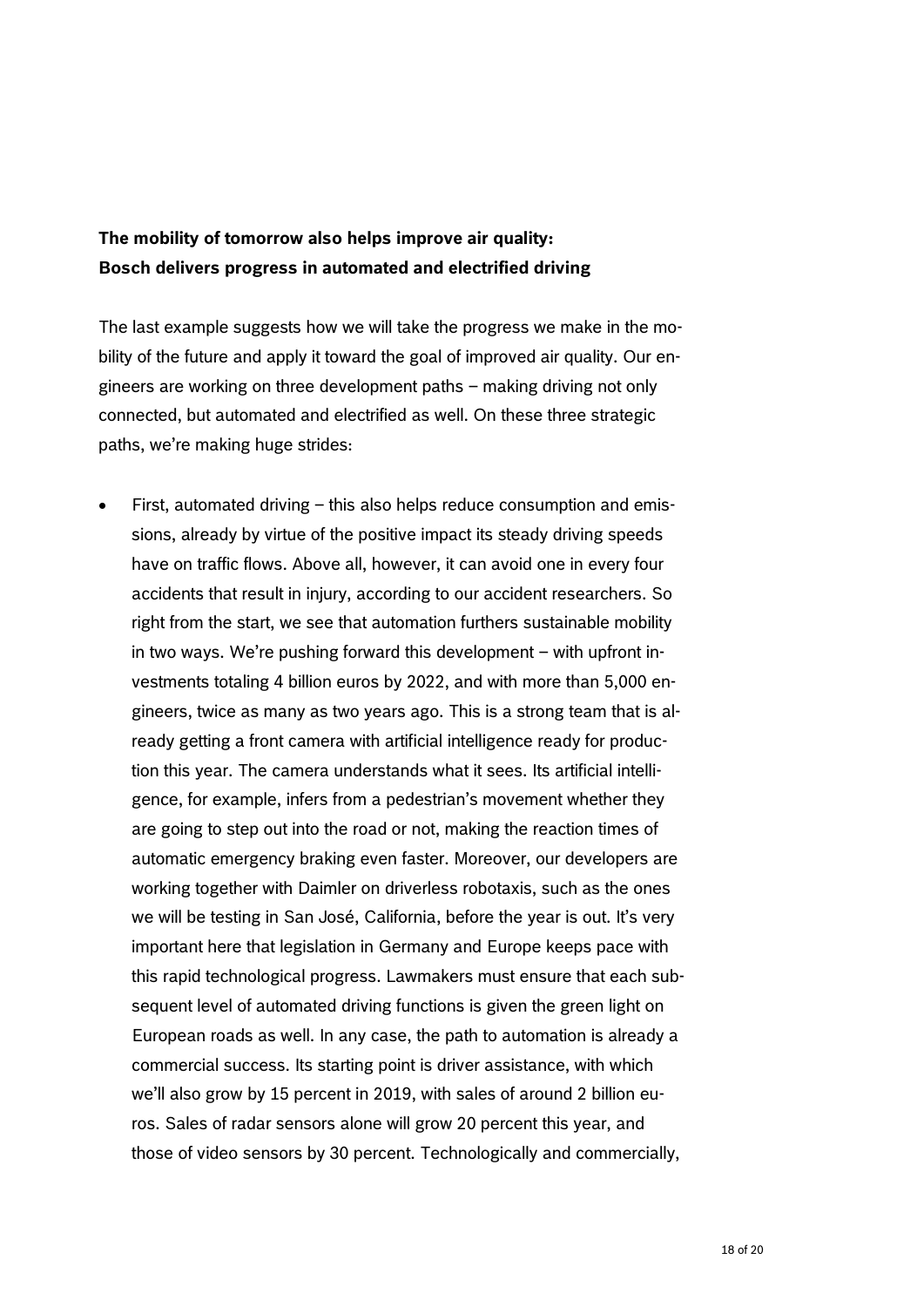**The mobility of tomorrow also helps improve air quality:**
**Bosch delivers progress in automated and electrified driving**

The last example suggests how we will take the progress we make in the mobility of the future and apply it toward the goal of improved air quality. Our engineers are working on three development paths – making driving not only connected, but automated and electrified as well. On these three strategic paths, we're making huge strides:

- First, automated driving – this also helps reduce consumption and emissions, already by virtue of the positive impact its steady driving speeds have on traffic flows. Above all, however, it can avoid one in every four accidents that result in injury, according to our accident researchers. So right from the start, we see that automation furthers sustainable mobility in two ways. We're pushing forward this development – with upfront investments totaling 4 billion euros by 2022, and with more than 5,000 engineers, twice as many as two years ago. This is a strong team that is already getting a front camera with artificial intelligence ready for production this year. The camera understands what it sees. Its artificial intelligence, for example, infers from a pedestrian's movement whether they are going to step out into the road or not, making the reaction times of automatic emergency braking even faster. Moreover, our developers are working together with Daimler on driverless robotaxis, such as the ones we will be testing in San José, California, before the year is out. It's very important here that legislation in Germany and Europe keeps pace with this rapid technological progress. Lawmakers must ensure that each subsequent level of automated driving functions is given the green light on European roads as well. In any case, the path to automation is already a commercial success. Its starting point is driver assistance, with which we'll also grow by 15 percent in 2019, with sales of around 2 billion euros. Sales of radar sensors alone will grow 20 percent this year, and those of video sensors by 30 percent. Technologically and commercially,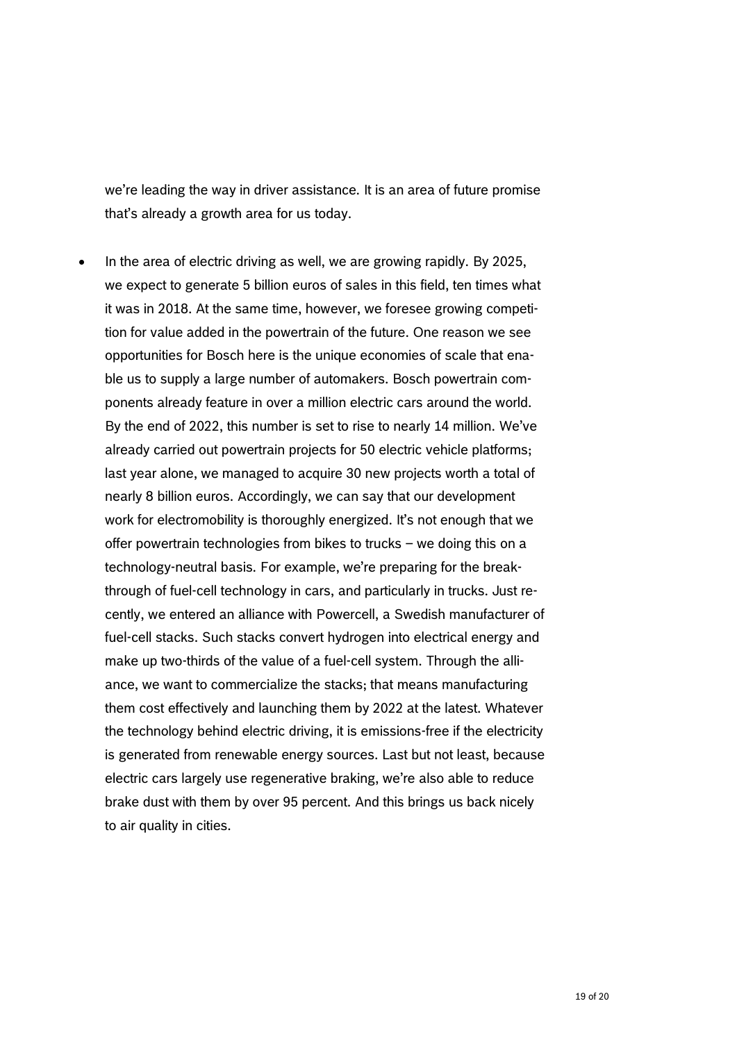we're leading the way in driver assistance. It is an area of future promise that's already a growth area for us today.

- In the area of electric driving as well, we are growing rapidly. By 2025, we expect to generate 5 billion euros of sales in this field, ten times what it was in 2018. At the same time, however, we foresee growing competition for value added in the powertrain of the future. One reason we see opportunities for Bosch here is the unique economies of scale that enable us to supply a large number of automakers. Bosch powertrain components already feature in over a million electric cars around the world. By the end of 2022, this number is set to rise to nearly 14 million. We've already carried out powertrain projects for 50 electric vehicle platforms; last year alone, we managed to acquire 30 new projects worth a total of nearly 8 billion euros. Accordingly, we can say that our development work for electromobility is thoroughly energized. It's not enough that we offer powertrain technologies from bikes to trucks – we doing this on a technology-neutral basis. For example, we're preparing for the breakthrough of fuel-cell technology in cars, and particularly in trucks. Just recently, we entered an alliance with Powercell, a Swedish manufacturer of fuel-cell stacks. Such stacks convert hydrogen into electrical energy and make up two-thirds of the value of a fuel-cell system. Through the alliance, we want to commercialize the stacks; that means manufacturing them cost effectively and launching them by 2022 at the latest. Whatever the technology behind electric driving, it is emissions-free if the electricity is generated from renewable energy sources. Last but not least, because electric cars largely use regenerative braking, we're also able to reduce brake dust with them by over 95 percent. And this brings us back nicely to air quality in cities.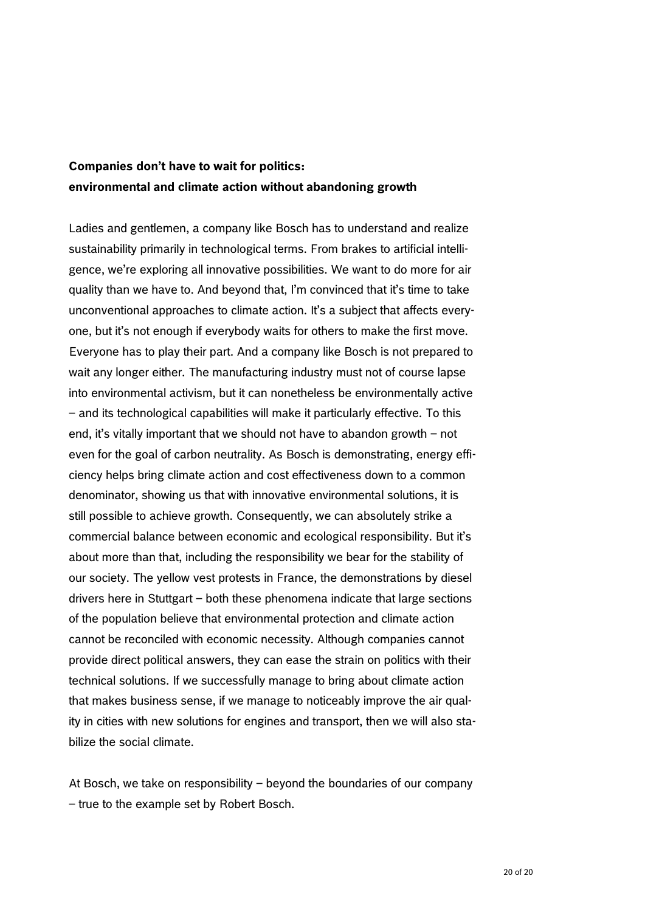**Companies don't have to wait for politics: environmental and climate action without abandoning growth**

Ladies and gentlemen, a company like Bosch has to understand and realize sustainability primarily in technological terms. From brakes to artificial intelligence, we're exploring all innovative possibilities. We want to do more for air quality than we have to. And beyond that, I'm convinced that it's time to take unconventional approaches to climate action. It's a subject that affects everyone, but it's not enough if everybody waits for others to make the first move. Everyone has to play their part. And a company like Bosch is not prepared to wait any longer either. The manufacturing industry must not of course lapse into environmental activism, but it can nonetheless be environmentally active – and its technological capabilities will make it particularly effective. To this end, it's vitally important that we should not have to abandon growth – not even for the goal of carbon neutrality. As Bosch is demonstrating, energy efficiency helps bring climate action and cost effectiveness down to a common denominator, showing us that with innovative environmental solutions, it is still possible to achieve growth. Consequently, we can absolutely strike a commercial balance between economic and ecological responsibility. But it's about more than that, including the responsibility we bear for the stability of our society. The yellow vest protests in France, the demonstrations by diesel drivers here in Stuttgart – both these phenomena indicate that large sections of the population believe that environmental protection and climate action cannot be reconciled with economic necessity. Although companies cannot provide direct political answers, they can ease the strain on politics with their technical solutions. If we successfully manage to bring about climate action that makes business sense, if we manage to noticeably improve the air quality in cities with new solutions for engines and transport, then we will also stabilize the social climate.

At Bosch, we take on responsibility – beyond the boundaries of our company – true to the example set by Robert Bosch.